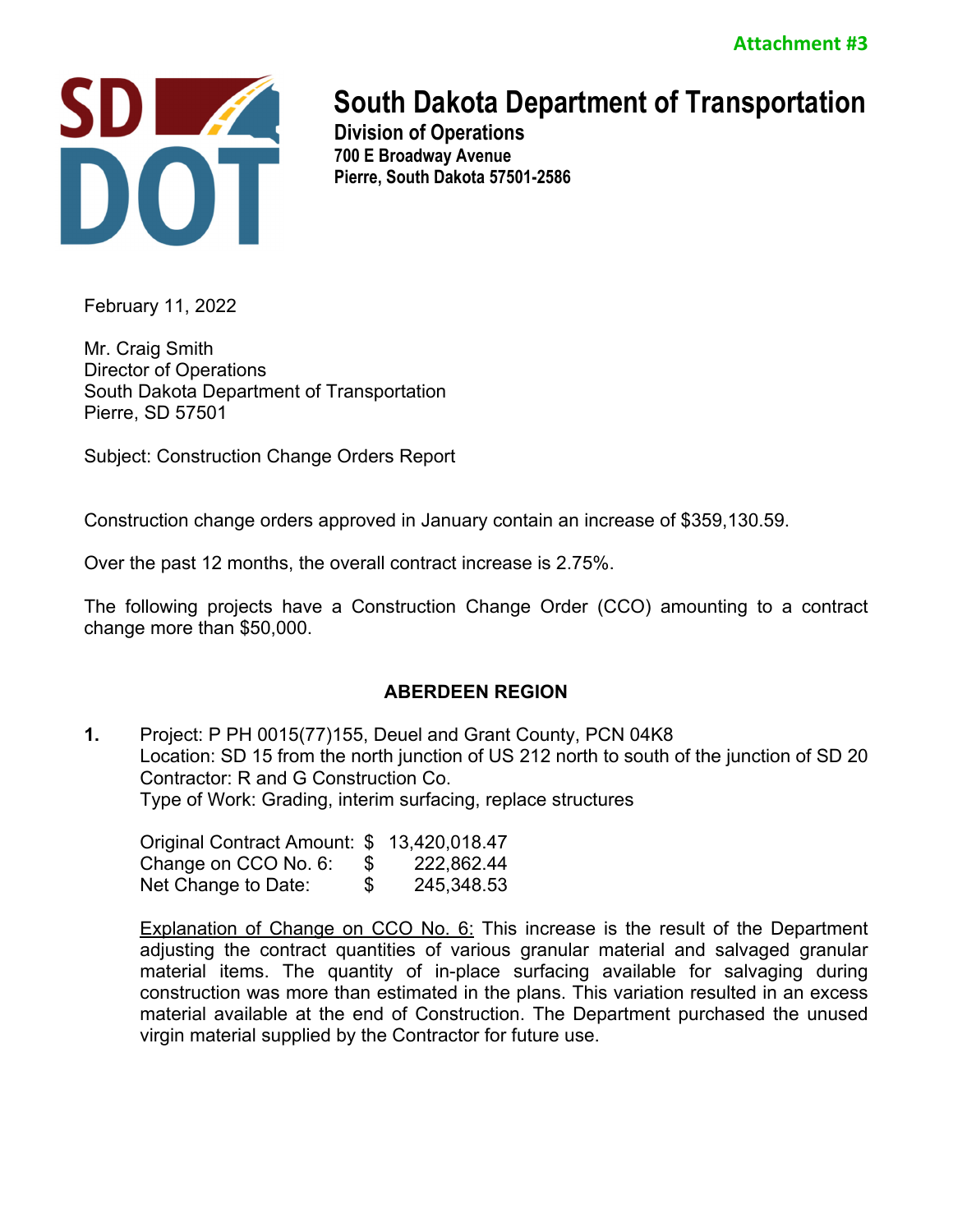Attachment #3

# South Dakota Department of Transportation

**Division of Operations**
**700 E Broadway Avenue**
**Pierre, South Dakota 57501-2586**

February 11, 2022

Mr. Craig Smith
Director of Operations
South Dakota Department of Transportation
Pierre, SD 57501

Subject: Construction Change Orders Report

Construction change orders approved in January contain an increase of $359,130.59.

Over the past 12 months, the overall contract increase is 2.75%.

The following projects have a Construction Change Order (CCO) amounting to a contract change more than $50,000.

## ABERDEEN REGION

**1.** Project: P PH 0015(77)155, Deuel and Grant County, PCN 04K8
Location: SD 15 from the north junction of US 212 north to south of the junction of SD 20
Contractor: R and G Construction Co.
Type of Work: Grading, interim surfacing, replace structures

| | | |
|---|---|---|
| Original Contract Amount: | $ | 13,420,018.47 |
| Change on CCO No. 6: | $ | 222,862.44 |
| Net Change to Date: | $ | 245,348.53 |

Explanation of Change on CCO No. 6: This increase is the result of the Department adjusting the contract quantities of various granular material and salvaged granular material items. The quantity of in-place surfacing available for salvaging during construction was more than estimated in the plans. This variation resulted in an excess material available at the end of Construction. The Department purchased the unused virgin material supplied by the Contractor for future use.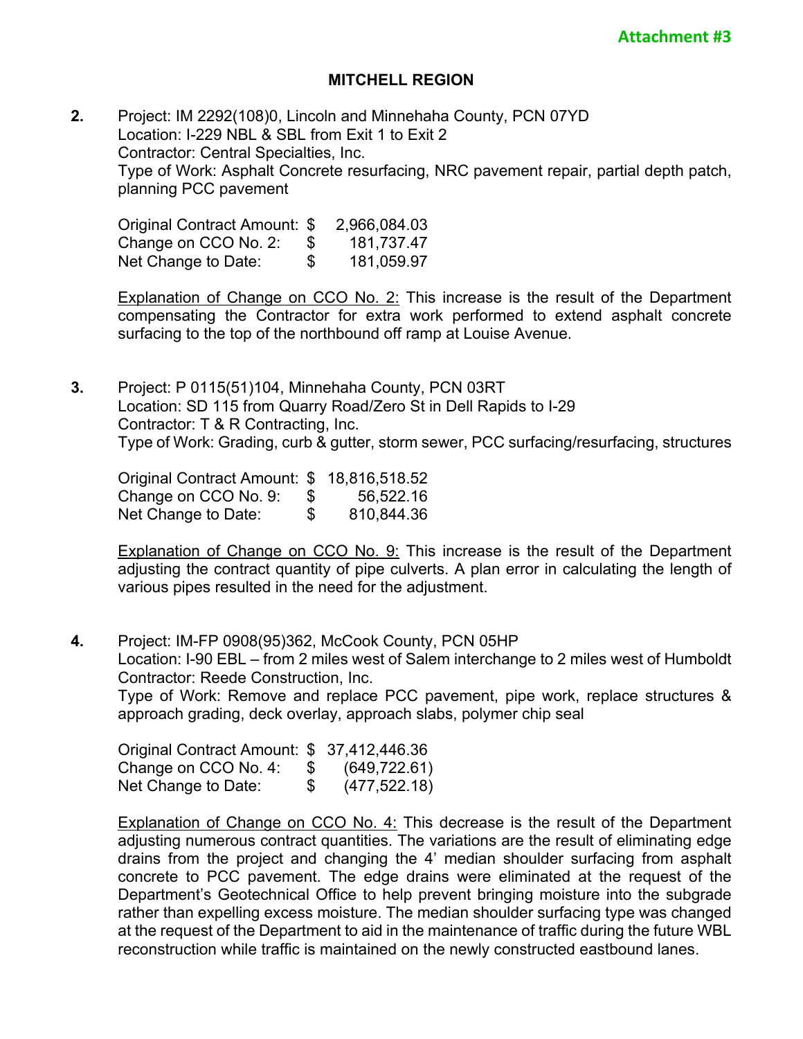Attachment #3

## MITCHELL REGION

**2.** Project: IM 2292(108)0, Lincoln and Minnehaha County, PCN 07YD
Location: I-229 NBL & SBL from Exit 1 to Exit 2
Contractor: Central Specialties, Inc.
Type of Work: Asphalt Concrete resurfacing, NRC pavement repair, partial depth patch, planning PCC pavement

| | | |
|---|---|---|
| Original Contract Amount: | $ | 2,966,084.03 |
| Change on CCO No. 2: | $ | 181,737.47 |
| Net Change to Date: | $ | 181,059.97 |

Explanation of Change on CCO No. 2: This increase is the result of the Department compensating the Contractor for extra work performed to extend asphalt concrete surfacing to the top of the northbound off ramp at Louise Avenue.

**3.** Project: P 0115(51)104, Minnehaha County, PCN 03RT
Location: SD 115 from Quarry Road/Zero St in Dell Rapids to I-29
Contractor: T & R Contracting, Inc.
Type of Work: Grading, curb & gutter, storm sewer, PCC surfacing/resurfacing, structures

| | | |
|---|---|---|
| Original Contract Amount: | $ | 18,816,518.52 |
| Change on CCO No. 9: | $ | 56,522.16 |
| Net Change to Date: | $ | 810,844.36 |

Explanation of Change on CCO No. 9: This increase is the result of the Department adjusting the contract quantity of pipe culverts. A plan error in calculating the length of various pipes resulted in the need for the adjustment.

**4.** Project: IM-FP 0908(95)362, McCook County, PCN 05HP
Location: I-90 EBL – from 2 miles west of Salem interchange to 2 miles west of Humboldt
Contractor: Reede Construction, Inc.
Type of Work: Remove and replace PCC pavement, pipe work, replace structures & approach grading, deck overlay, approach slabs, polymer chip seal

| | | |
|---|---|---|
| Original Contract Amount: | $ | 37,412,446.36 |
| Change on CCO No. 4: | $ | (649,722.61) |
| Net Change to Date: | $ | (477,522.18) |

Explanation of Change on CCO No. 4: This decrease is the result of the Department adjusting numerous contract quantities. The variations are the result of eliminating edge drains from the project and changing the 4' median shoulder surfacing from asphalt concrete to PCC pavement. The edge drains were eliminated at the request of the Department's Geotechnical Office to help prevent bringing moisture into the subgrade rather than expelling excess moisture. The median shoulder surfacing type was changed at the request of the Department to aid in the maintenance of traffic during the future WBL reconstruction while traffic is maintained on the newly constructed eastbound lanes.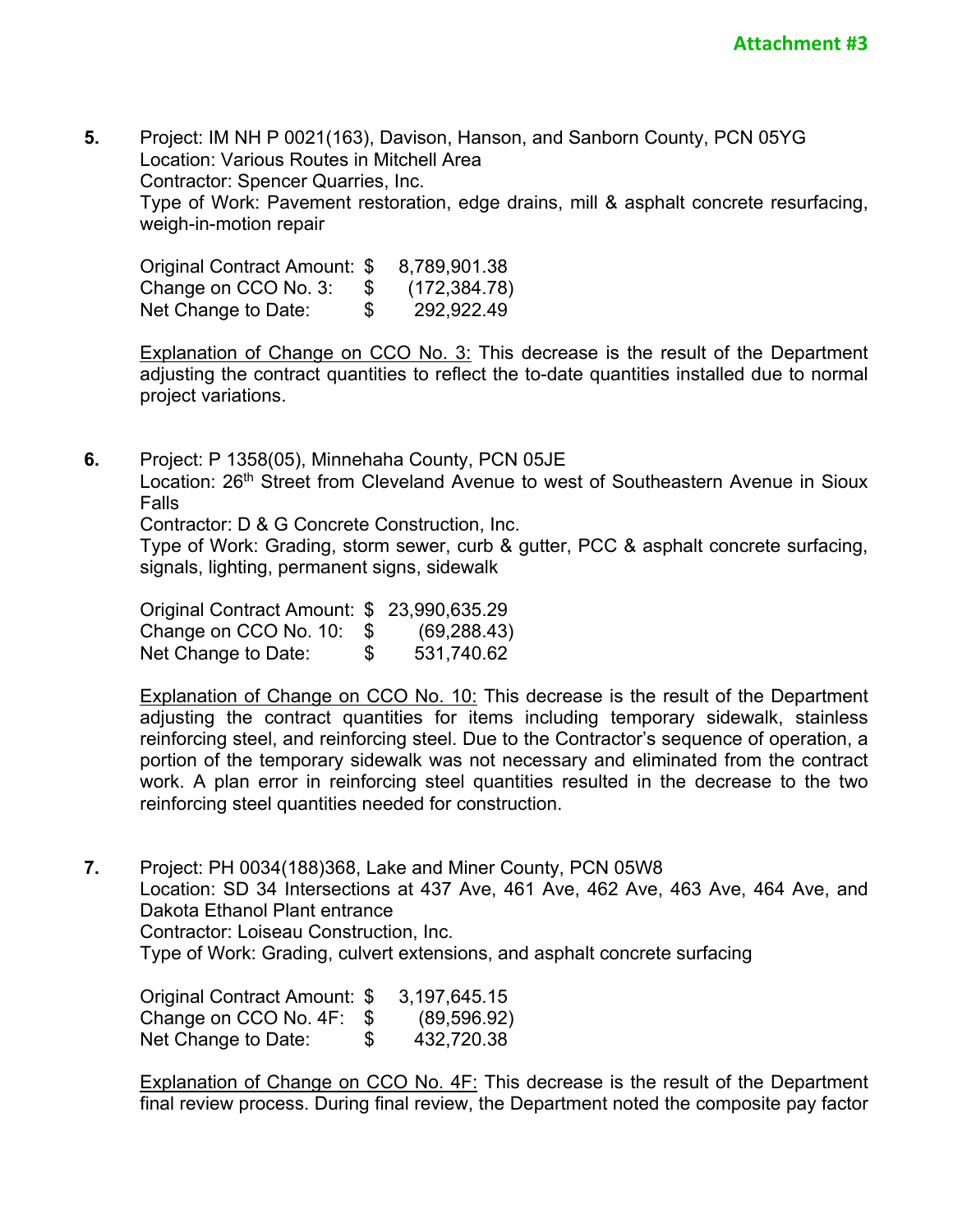**Attachment #3**

**5.** Project: IM NH P 0021(163), Davison, Hanson, and Sanborn County, PCN 05YG
Location: Various Routes in Mitchell Area
Contractor: Spencer Quarries, Inc.
Type of Work: Pavement restoration, edge drains, mill & asphalt concrete resurfacing, weigh-in-motion repair

| | | |
|---|---|---|
| Original Contract Amount: | $ | 8,789,901.38 |
| Change on CCO No. 3: | $ | (172,384.78) |
| Net Change to Date: | $ | 292,922.49 |

Explanation of Change on CCO No. 3: This decrease is the result of the Department adjusting the contract quantities to reflect the to-date quantities installed due to normal project variations.

**6.** Project: P 1358(05), Minnehaha County, PCN 05JE
Location: 26th Street from Cleveland Avenue to west of Southeastern Avenue in Sioux Falls
Contractor: D & G Concrete Construction, Inc.
Type of Work: Grading, storm sewer, curb & gutter, PCC & asphalt concrete surfacing, signals, lighting, permanent signs, sidewalk

| | | |
|---|---|---|
| Original Contract Amount: | $ | 23,990,635.29 |
| Change on CCO No. 10: | $ | (69,288.43) |
| Net Change to Date: | $ | 531,740.62 |

Explanation of Change on CCO No. 10: This decrease is the result of the Department adjusting the contract quantities for items including temporary sidewalk, stainless reinforcing steel, and reinforcing steel. Due to the Contractor's sequence of operation, a portion of the temporary sidewalk was not necessary and eliminated from the contract work. A plan error in reinforcing steel quantities resulted in the decrease to the two reinforcing steel quantities needed for construction.

**7.** Project: PH 0034(188)368, Lake and Miner County, PCN 05W8
Location: SD 34 Intersections at 437 Ave, 461 Ave, 462 Ave, 463 Ave, 464 Ave, and Dakota Ethanol Plant entrance
Contractor: Loiseau Construction, Inc.
Type of Work: Grading, culvert extensions, and asphalt concrete surfacing

| | | |
|---|---|---|
| Original Contract Amount: | $ | 3,197,645.15 |
| Change on CCO No. 4F: | $ | (89,596.92) |
| Net Change to Date: | $ | 432,720.38 |

Explanation of Change on CCO No. 4F: This decrease is the result of the Department final review process. During final review, the Department noted the composite pay factor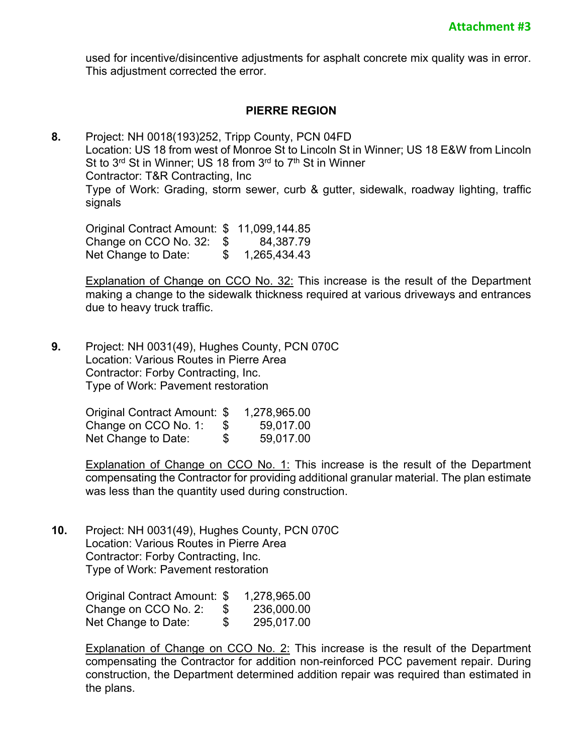Attachment #3

used for incentive/disincentive adjustments for asphalt concrete mix quality was in error. This adjustment corrected the error.

## PIERRE REGION

**8.** Project: NH 0018(193)252, Tripp County, PCN 04FD
Location: US 18 from west of Monroe St to Lincoln St in Winner; US 18 E&W from Lincoln St to 3rd St in Winner; US 18 from 3rd to 7th St in Winner
Contractor: T&R Contracting, Inc
Type of Work: Grading, storm sewer, curb & gutter, sidewalk, roadway lighting, traffic signals

| | | |
|---|---|---|
| Original Contract Amount: | $ | 11,099,144.85 |
| Change on CCO No. 32: | $ | 84,387.79 |
| Net Change to Date: | $ | 1,265,434.43 |

Explanation of Change on CCO No. 32: This increase is the result of the Department making a change to the sidewalk thickness required at various driveways and entrances due to heavy truck traffic.

**9.** Project: NH 0031(49), Hughes County, PCN 070C
Location: Various Routes in Pierre Area
Contractor: Forby Contracting, Inc.
Type of Work: Pavement restoration

| | | |
|---|---|---|
| Original Contract Amount: | $ | 1,278,965.00 |
| Change on CCO No. 1: | $ | 59,017.00 |
| Net Change to Date: | $ | 59,017.00 |

Explanation of Change on CCO No. 1: This increase is the result of the Department compensating the Contractor for providing additional granular material. The plan estimate was less than the quantity used during construction.

**10.** Project: NH 0031(49), Hughes County, PCN 070C
Location: Various Routes in Pierre Area
Contractor: Forby Contracting, Inc.
Type of Work: Pavement restoration

| | | |
|---|---|---|
| Original Contract Amount: | $ | 1,278,965.00 |
| Change on CCO No. 2: | $ | 236,000.00 |
| Net Change to Date: | $ | 295,017.00 |

Explanation of Change on CCO No. 2: This increase is the result of the Department compensating the Contractor for addition non-reinforced PCC pavement repair. During construction, the Department determined addition repair was required than estimated in the plans.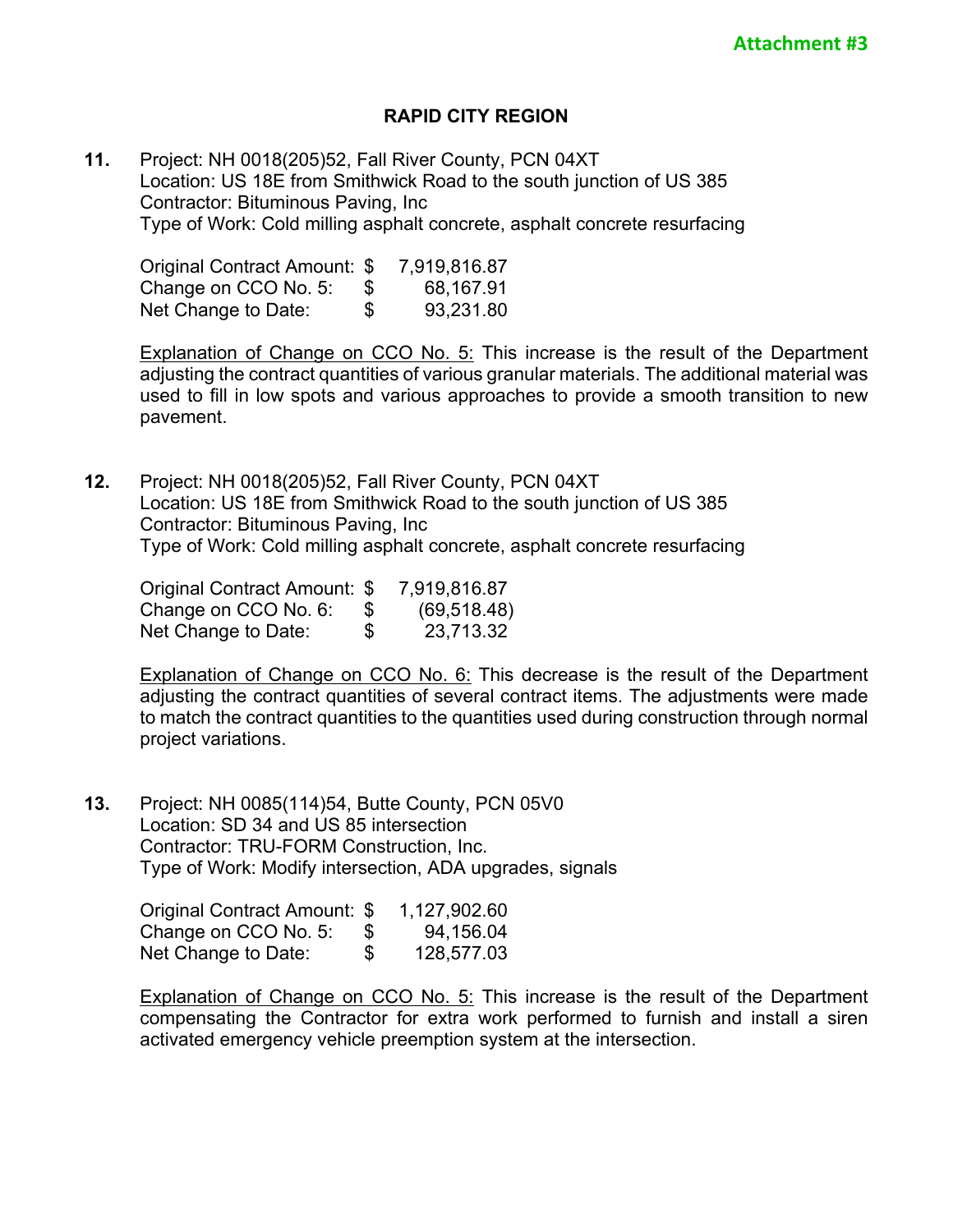Attachment #3

## RAPID CITY REGION

**11.** Project: NH 0018(205)52, Fall River County, PCN 04XT
Location: US 18E from Smithwick Road to the south junction of US 385
Contractor: Bituminous Paving, Inc
Type of Work: Cold milling asphalt concrete, asphalt concrete resurfacing

| | | |
|---|---|---|
| Original Contract Amount: | $ | 7,919,816.87 |
| Change on CCO No. 5: | $ | 68,167.91 |
| Net Change to Date: | $ | 93,231.80 |

Explanation of Change on CCO No. 5: This increase is the result of the Department adjusting the contract quantities of various granular materials. The additional material was used to fill in low spots and various approaches to provide a smooth transition to new pavement.

**12.** Project: NH 0018(205)52, Fall River County, PCN 04XT
Location: US 18E from Smithwick Road to the south junction of US 385
Contractor: Bituminous Paving, Inc
Type of Work: Cold milling asphalt concrete, asphalt concrete resurfacing

| | | |
|---|---|---|
| Original Contract Amount: | $ | 7,919,816.87 |
| Change on CCO No. 6: | $ | (69,518.48) |
| Net Change to Date: | $ | 23,713.32 |

Explanation of Change on CCO No. 6: This decrease is the result of the Department adjusting the contract quantities of several contract items. The adjustments were made to match the contract quantities to the quantities used during construction through normal project variations.

**13.** Project: NH 0085(114)54, Butte County, PCN 05V0
Location: SD 34 and US 85 intersection
Contractor: TRU-FORM Construction, Inc.
Type of Work: Modify intersection, ADA upgrades, signals

| | | |
|---|---|---|
| Original Contract Amount: | $ | 1,127,902.60 |
| Change on CCO No. 5: | $ | 94,156.04 |
| Net Change to Date: | $ | 128,577.03 |

Explanation of Change on CCO No. 5: This increase is the result of the Department compensating the Contractor for extra work performed to furnish and install a siren activated emergency vehicle preemption system at the intersection.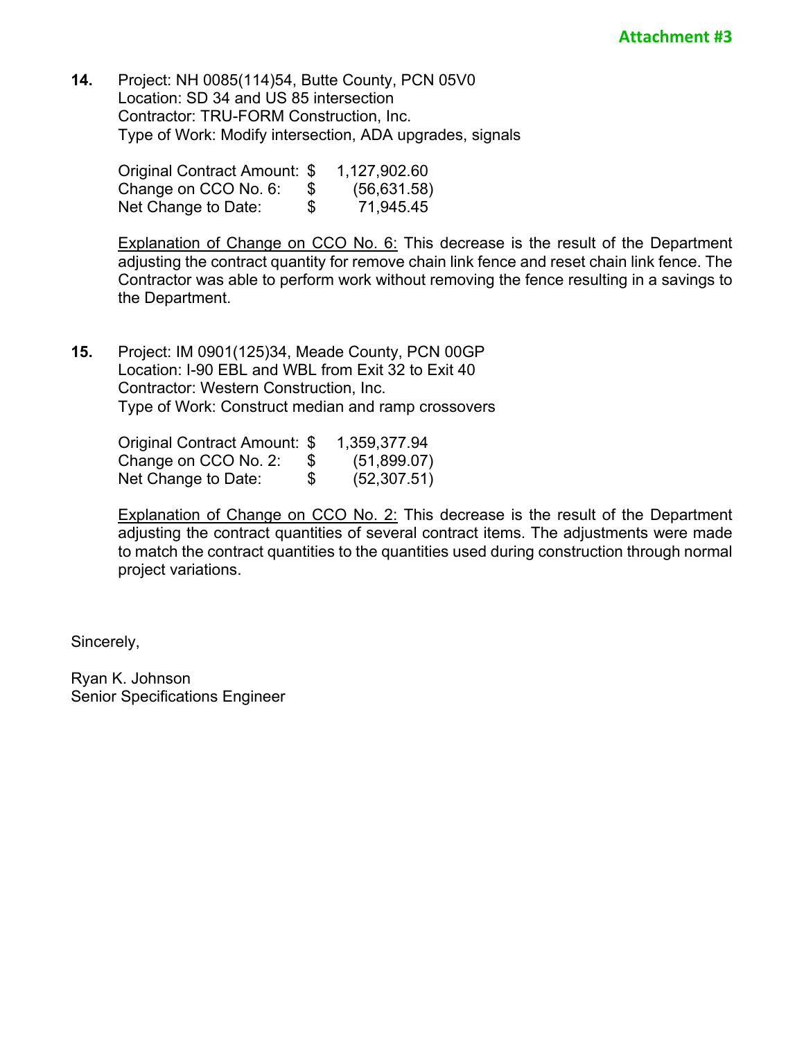**Attachment #3**

**14.** Project: NH 0085(114)54, Butte County, PCN 05V0
Location: SD 34 and US 85 intersection
Contractor: TRU-FORM Construction, Inc.
Type of Work: Modify intersection, ADA upgrades, signals

| | | |
|---|---|---|
| Original Contract Amount: | $ | 1,127,902.60 |
| Change on CCO No. 6: | $ | (56,631.58) |
| Net Change to Date: | $ | 71,945.45 |

Explanation of Change on CCO No. 6: This decrease is the result of the Department adjusting the contract quantity for remove chain link fence and reset chain link fence. The Contractor was able to perform work without removing the fence resulting in a savings to the Department.

**15.** Project: IM 0901(125)34, Meade County, PCN 00GP
Location: I-90 EBL and WBL from Exit 32 to Exit 40
Contractor: Western Construction, Inc.
Type of Work: Construct median and ramp crossovers

| | | |
|---|---|---|
| Original Contract Amount: | $ | 1,359,377.94 |
| Change on CCO No. 2: | $ | (51,899.07) |
| Net Change to Date: | $ | (52,307.51) |

Explanation of Change on CCO No. 2: This decrease is the result of the Department adjusting the contract quantities of several contract items. The adjustments were made to match the contract quantities to the quantities used during construction through normal project variations.

Sincerely,

Ryan K. Johnson
Senior Specifications Engineer